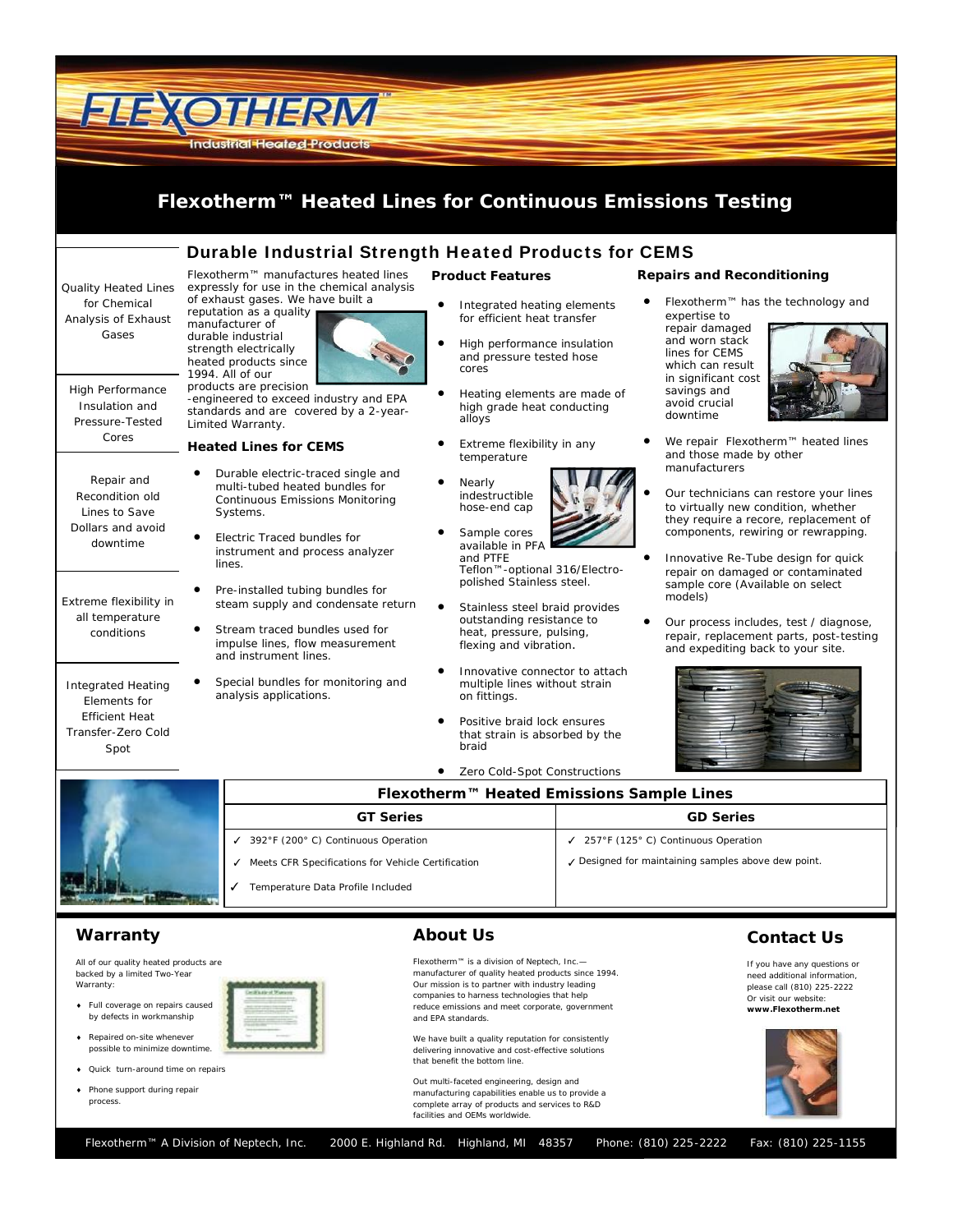# Flexotherm™ Heated Lines for Continuous Emissions Testing

## Durable Industrial Strength Heated Products for CEMS

Quality Heated Lines for Chemical Analysis of Exhaust Gases

High Performance Insulation and Pressure-Tested Cores

Repair and Recondition old Lines to Save Dollars and avoid downtime

Extreme flexibility in all temperature conditions

Integrated Heating Elements for Efficient Heat Transfer-Zero Cold Spot

Flexotherm™ manufactures heated lines expressly for use in the chemical analysis of exhaust gases. We have built a reputation as a quality manufacturer of durable industrial strength electrically heated products since 1994. All of our products are precision -engineered to exceed industry and EPA standards and are covered by a 2-year-Limited Warranty.

### Heated Lines for CEMS

- Durable electric-traced single and multi-tubed heated bundles for Continuous Emissions Monitoring Systems.
- Electric Traced bundles for instrument and process analyzer lines.
- Pre-installed tubing bundles for steam supply and condensate return
- Stream traced bundles used for impulse lines, flow measurement and instrument lines.
- Special bundles for monitoring and analysis applications.

### Product Features

- Integrated heating elements for efficient heat transfer
- High performance insulation and pressure tested hose cores
- Heating elements are made of high grade heat conducting alloys
- Extreme flexibility in any temperature
- Nearly indestructible hose-end cap
- Sample cores available in PFA and PTFE Teflon™-optional 316/Electro-polished Stainless steel.
- Stainless steel braid provides outstanding resistance to heat, pressure, pulsing, flexing and vibration.
- Innovative connector to attach multiple lines without strain on fittings.
- Positive braid lock ensures that strain is absorbed by the braid
- Zero Cold-Spot Constructions

### Repairs and Reconditioning

- Flexotherm™ has the technology and expertise to repair damaged and worn stack lines for CEMS which can result in significant cost savings and avoid crucial downtime
- We repair Flexotherm™ heated lines and those made by other manufacturers
- Our technicians can restore your lines to virtually new condition, whether they require a recore, replacement of components, rewiring or rewrapping.
- Innovative Re-Tube design for quick repair on damaged or contaminated sample core (Available on select models)
- Our process includes, test / diagnose, repair, replacement parts, post-testing and expediting back to your site.

### Flexotherm™ Heated Emissions Sample Lines

| GT Series | GD Series |
|---|---|
| ✓ 392°F (200° C) Continuous Operation | ✓ 257°F (125° C) Continuous Operation |
| ✓ Meets CFR Specifications for Vehicle Certification | ✓ Designed for maintaining samples above dew point. |
| ✓ Temperature Data Profile Included | |

## Warranty

All of our quality heated products are backed by a limited Two-Year Warranty:

- Full coverage on repairs caused by defects in workmanship
- Repaired on-site whenever possible to minimize downtime.
- Quick turn-around time on repairs
- Phone support during repair process.

## About Us

Flexotherm™ is a division of Neptech, Inc.—manufacturer of quality heated products since 1994. Our mission is to partner with industry leading companies to harness technologies that help reduce emissions and meet corporate, government and EPA standards.

We have built a quality reputation for consistently delivering innovative and cost-effective solutions that benefit the bottom line.

Out multi-faceted engineering, design and manufacturing capabilities enable us to provide a complete array of products and services to R&D facilities and OEMs worldwide.

## Contact Us

If you have any questions or need additional information, please call (810) 225-2222
Or visit our website:
**www.Flexotherm.net**

Flexotherm™ A Division of Neptech, Inc. 2000 E. Highland Rd. Highland, MI 48357 Phone: (810) 225-2222 Fax: (810) 225-1155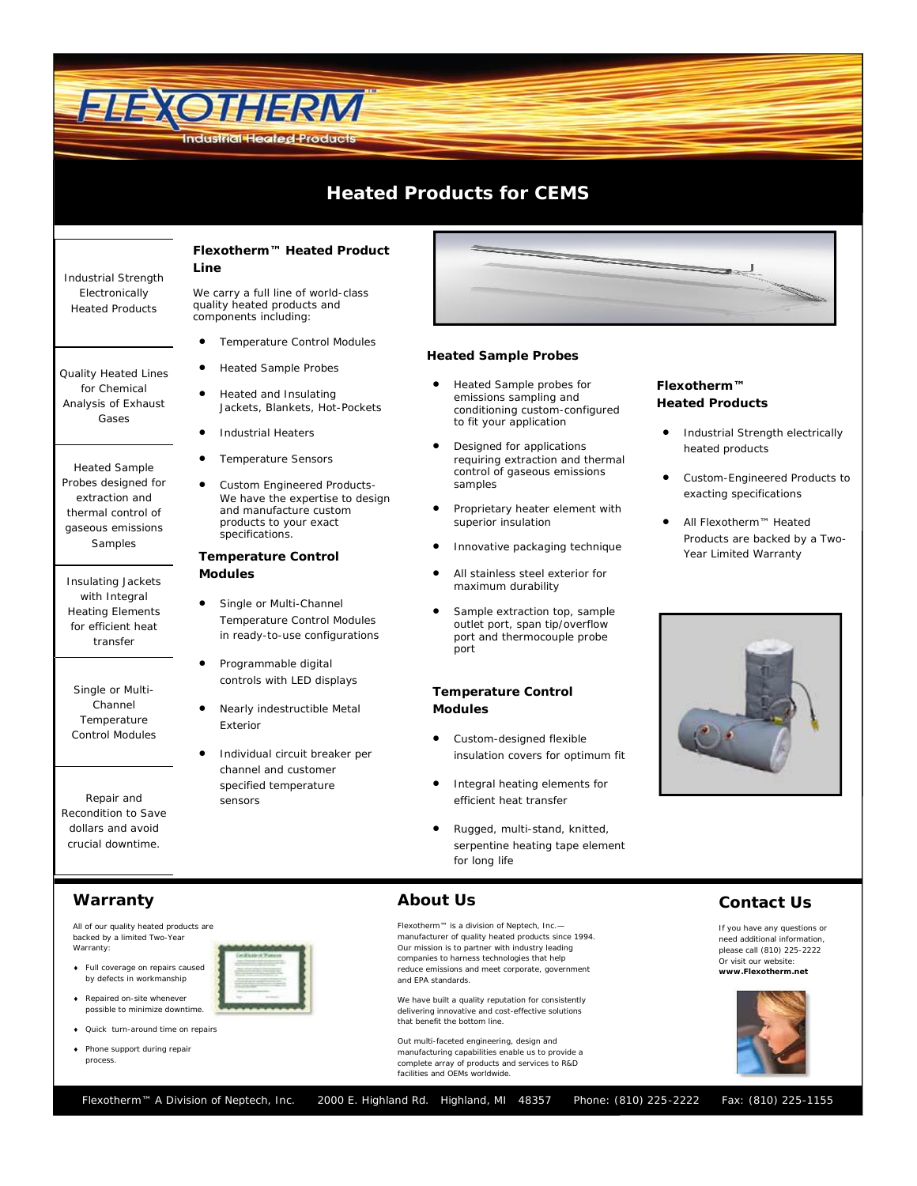# FLEXOTHERM™

Industrial Heated Products

## Heated Products for CEMS

Industrial Strength Electronically Heated Products

Quality Heated Lines for Chemical Analysis of Exhaust Gases

Heated Sample Probes designed for extraction and thermal control of gaseous emissions Samples

Insulating Jackets with Integral Heating Elements for efficient heat transfer

Single or Multi-Channel Temperature Control Modules

Repair and Recondition to Save dollars and avoid crucial downtime.

### Flexotherm™ Heated Product Line

We carry a full line of world-class quality heated products and components including:

- Temperature Control Modules
- Heated Sample Probes
- Heated and Insulating Jackets, Blankets, Hot-Pockets
- Industrial Heaters
- Temperature Sensors
- Custom Engineered Products- We have the expertise to design and manufacture custom products to your exact specifications.

### Temperature Control Modules

- Single or Multi-Channel Temperature Control Modules in ready-to-use configurations
- Programmable digital controls with LED displays
- Nearly indestructible Metal Exterior
- Individual circuit breaker per channel and customer specified temperature sensors

### Heated Sample Probes

- Heated Sample probes for emissions sampling and conditioning custom-configured to fit your application
- Designed for applications requiring extraction and thermal control of gaseous emissions samples
- Proprietary heater element with superior insulation
- Innovative packaging technique
- All stainless steel exterior for maximum durability
- Sample extraction top, sample outlet port, span tip/overflow port and thermocouple probe port

### Temperature Control Modules

- Custom-designed flexible insulation covers for optimum fit
- Integral heating elements for efficient heat transfer
- Rugged, multi-stand, knitted, serpentine heating tape element for long life

### Flexotherm™ Heated Products

- Industrial Strength electrically heated products
- Custom-Engineered Products to exacting specifications
- All Flexotherm™ Heated Products are backed by a Two-Year Limited Warranty

## Warranty

All of our quality heated products are backed by a limited Two-Year Warranty:

- Full coverage on repairs caused by defects in workmanship
- Repaired on-site whenever possible to minimize downtime.
- Quick turn-around time on repairs
- Phone support during repair process.

## About Us

Flexotherm™ is a division of Neptech, Inc.—manufacturer of quality heated products since 1994. Our mission is to partner with industry leading companies to harness technologies that help reduce emissions and meet corporate, government and EPA standards.

We have built a quality reputation for consistently delivering innovative and cost-effective solutions that benefit the bottom line.

Out multi-faceted engineering, design and manufacturing capabilities enable us to provide a complete array of products and services to R&D facilities and OEMs worldwide.

## Contact Us

If you have any questions or need additional information, please call (810) 225-2222
Or visit our website:
**www.Flexotherm.net**

Flexotherm™ A Division of Neptech, Inc. 2000 E. Highland Rd. Highland, MI 48357 Phone: (810) 225-2222 Fax: (810) 225-1155